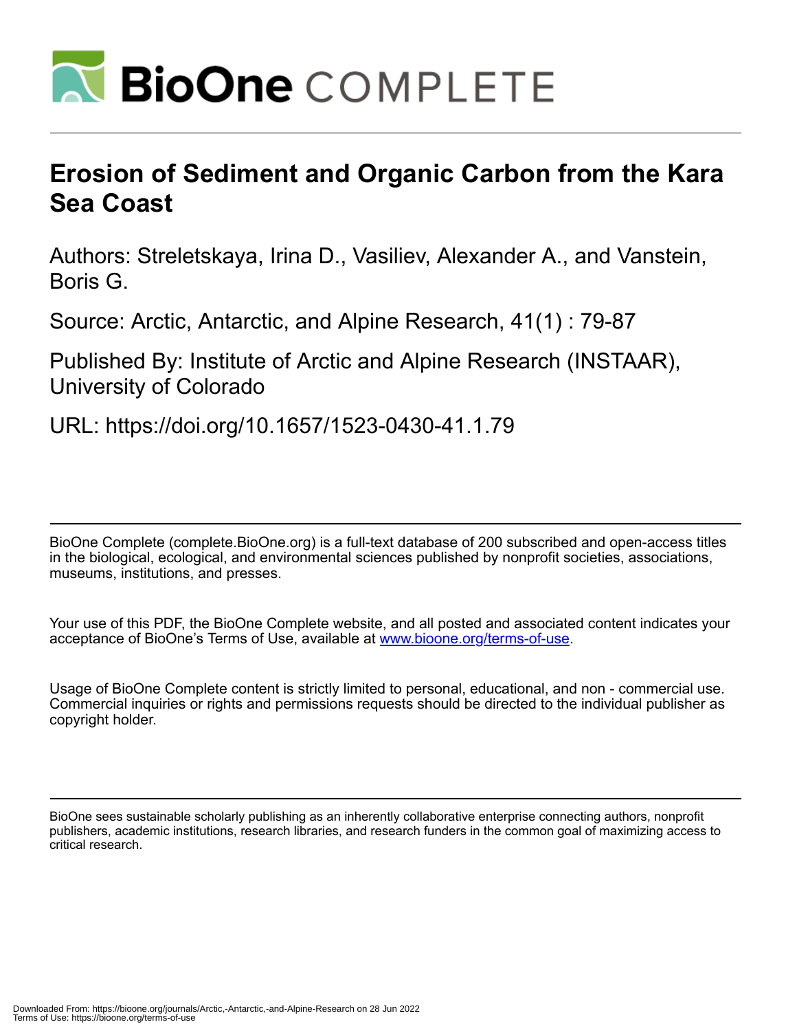# Erosion of Sediment and Organic Carbon from the Kara Sea Coast

Authors: Streletskaya, Irina D., Vasiliev, Alexander A., and Vanstein, Boris G.

Source: Arctic, Antarctic, and Alpine Research, 41(1) : 79-87

Published By: Institute of Arctic and Alpine Research (INSTAAR), University of Colorado

URL: https://doi.org/10.1657/1523-0430-41.1.79

BioOne Complete (complete.BioOne.org) is a full-text database of 200 subscribed and open-access titles in the biological, ecological, and environmental sciences published by nonprofit societies, associations, museums, institutions, and presses.

Your use of this PDF, the BioOne Complete website, and all posted and associated content indicates your acceptance of BioOne's Terms of Use, available at www.bioone.org/terms-of-use.

Usage of BioOne Complete content is strictly limited to personal, educational, and non - commercial use. Commercial inquiries or rights and permissions requests should be directed to the individual publisher as copyright holder.

BioOne sees sustainable scholarly publishing as an inherently collaborative enterprise connecting authors, nonprofit publishers, academic institutions, research libraries, and research funders in the common goal of maximizing access to critical research.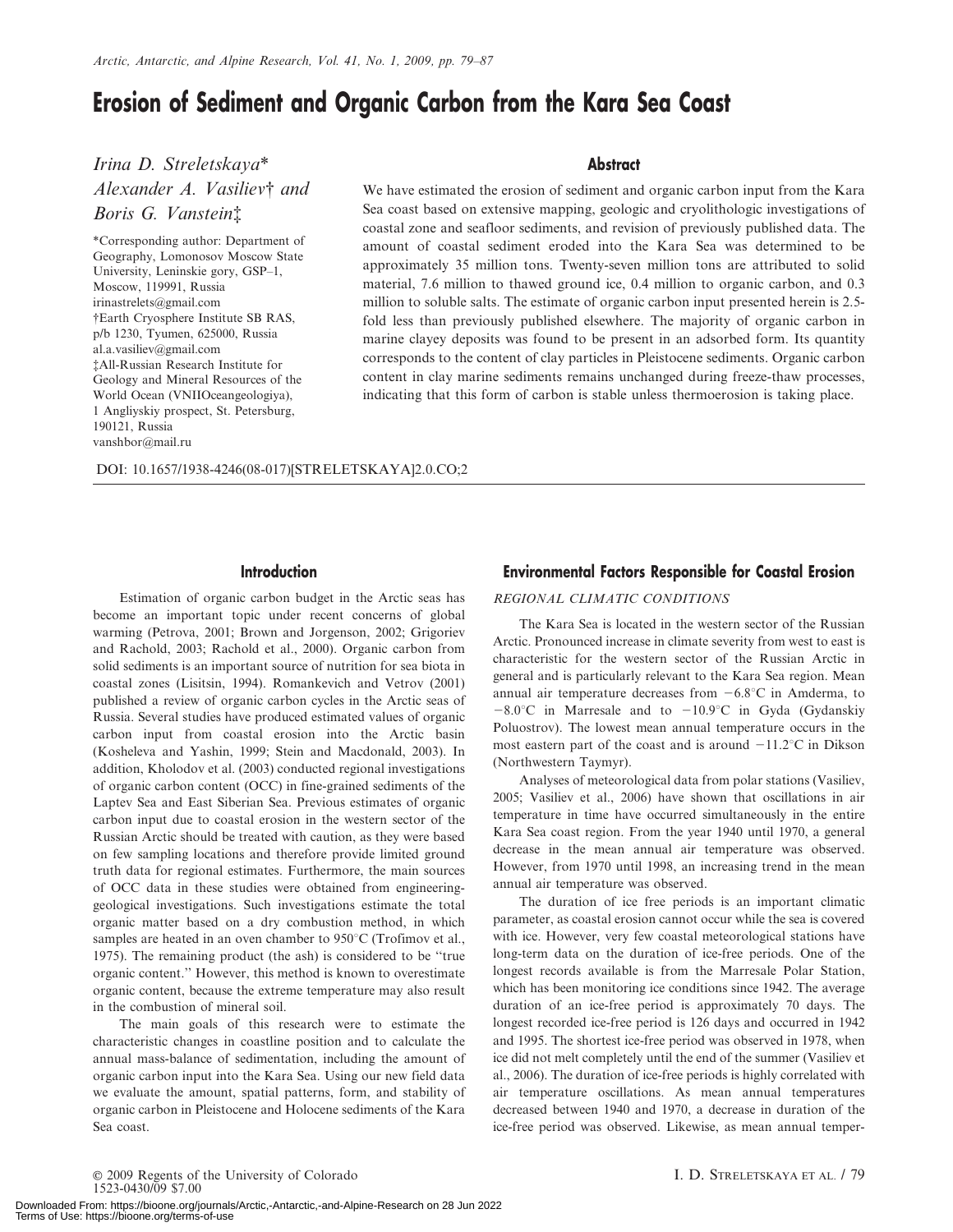# Erosion of Sediment and Organic Carbon from the Kara Sea Coast

*Irina D. Streletskaya\**
*Alexander A. Vasiliev† and*
*Boris G. Vanstein‡*

\*Corresponding author: Department of Geography, Lomonosov Moscow State University, Leninskie gory, GSP–1, Moscow, 119991, Russia
irinastrelets@gmail.com
†Earth Cryosphere Institute SB RAS, p/b 1230, Tyumen, 625000, Russia
al.a.vasiliev@gmail.com
‡All-Russian Research Institute for Geology and Mineral Resources of the World Ocean (VNIIOceangeologiya), 1 Angliyskiy prospect, St. Petersburg, 190121, Russia
vanshbor@mail.ru

## Abstract

We have estimated the erosion of sediment and organic carbon input from the Kara Sea coast based on extensive mapping, geologic and cryolithologic investigations of coastal zone and seafloor sediments, and revision of previously published data. The amount of coastal sediment eroded into the Kara Sea was determined to be approximately 35 million tons. Twenty-seven million tons are attributed to solid material, 7.6 million to thawed ground ice, 0.4 million to organic carbon, and 0.3 million to soluble salts. The estimate of organic carbon input presented herein is 2.5-fold less than previously published elsewhere. The majority of organic carbon in marine clayey deposits was found to be present in an adsorbed form. Its quantity corresponds to the content of clay particles in Pleistocene sediments. Organic carbon content in clay marine sediments remains unchanged during freeze-thaw processes, indicating that this form of carbon is stable unless thermoerosion is taking place.

DOI: 10.1657/1938-4246(08-017)[STRELETSKAYA]2.0.CO;2

## Introduction

Estimation of organic carbon budget in the Arctic seas has become an important topic under recent concerns of global warming (Petrova, 2001; Brown and Jorgenson, 2002; Grigoriev and Rachold, 2003; Rachold et al., 2000). Organic carbon from solid sediments is an important source of nutrition for sea biota in coastal zones (Lisitsin, 1994). Romankevich and Vetrov (2001) published a review of organic carbon cycles in the Arctic seas of Russia. Several studies have produced estimated values of organic carbon input from coastal erosion into the Arctic basin (Kosheleva and Yashin, 1999; Stein and Macdonald, 2003). In addition, Kholodov et al. (2003) conducted regional investigations of organic carbon content (OCC) in fine-grained sediments of the Laptev Sea and East Siberian Sea. Previous estimates of organic carbon input due to coastal erosion in the western sector of the Russian Arctic should be treated with caution, as they were based on few sampling locations and therefore provide limited ground truth data for regional estimates. Furthermore, the main sources of OCC data in these studies were obtained from engineering-geological investigations. Such investigations estimate the total organic matter based on a dry combustion method, in which samples are heated in an oven chamber to 950°C (Trofimov et al., 1975). The remaining product (the ash) is considered to be "true organic content." However, this method is known to overestimate organic content, because the extreme temperature may also result in the combustion of mineral soil.

The main goals of this research were to estimate the characteristic changes in coastline position and to calculate the annual mass-balance of sedimentation, including the amount of organic carbon input into the Kara Sea. Using our new field data we evaluate the amount, spatial patterns, form, and stability of organic carbon in Pleistocene and Holocene sediments of the Kara Sea coast.

## Environmental Factors Responsible for Coastal Erosion

### REGIONAL CLIMATIC CONDITIONS

The Kara Sea is located in the western sector of the Russian Arctic. Pronounced increase in climate severity from west to east is characteristic for the western sector of the Russian Arctic in general and is particularly relevant to the Kara Sea region. Mean annual air temperature decreases from −6.8°C in Amderma, to −8.0°C in Marresale and to −10.9°C in Gyda (Gydanskiy Poluostrov). The lowest mean annual temperature occurs in the most eastern part of the coast and is around −11.2°C in Dikson (Northwestern Taymyr).

Analyses of meteorological data from polar stations (Vasiliev, 2005; Vasiliev et al., 2006) have shown that oscillations in air temperature in time have occurred simultaneously in the entire Kara Sea coast region. From the year 1940 until 1970, a general decrease in the mean annual air temperature was observed. However, from 1970 until 1998, an increasing trend in the mean annual air temperature was observed.

The duration of ice free periods is an important climatic parameter, as coastal erosion cannot occur while the sea is covered with ice. However, very few coastal meteorological stations have long-term data on the duration of ice-free periods. One of the longest records available is from the Marresale Polar Station, which has been monitoring ice conditions since 1942. The average duration of an ice-free period is approximately 70 days. The longest recorded ice-free period is 126 days and occurred in 1942 and 1995. The shortest ice-free period was observed in 1978, when ice did not melt completely until the end of the summer (Vasiliev et al., 2006). The duration of ice-free periods is highly correlated with air temperature oscillations. As mean annual temperatures decreased between 1940 and 1970, a decrease in duration of the ice-free period was observed. Likewise, as mean annual temper-

© 2009 Regents of the University of Colorado
1523-0430/09 $7.00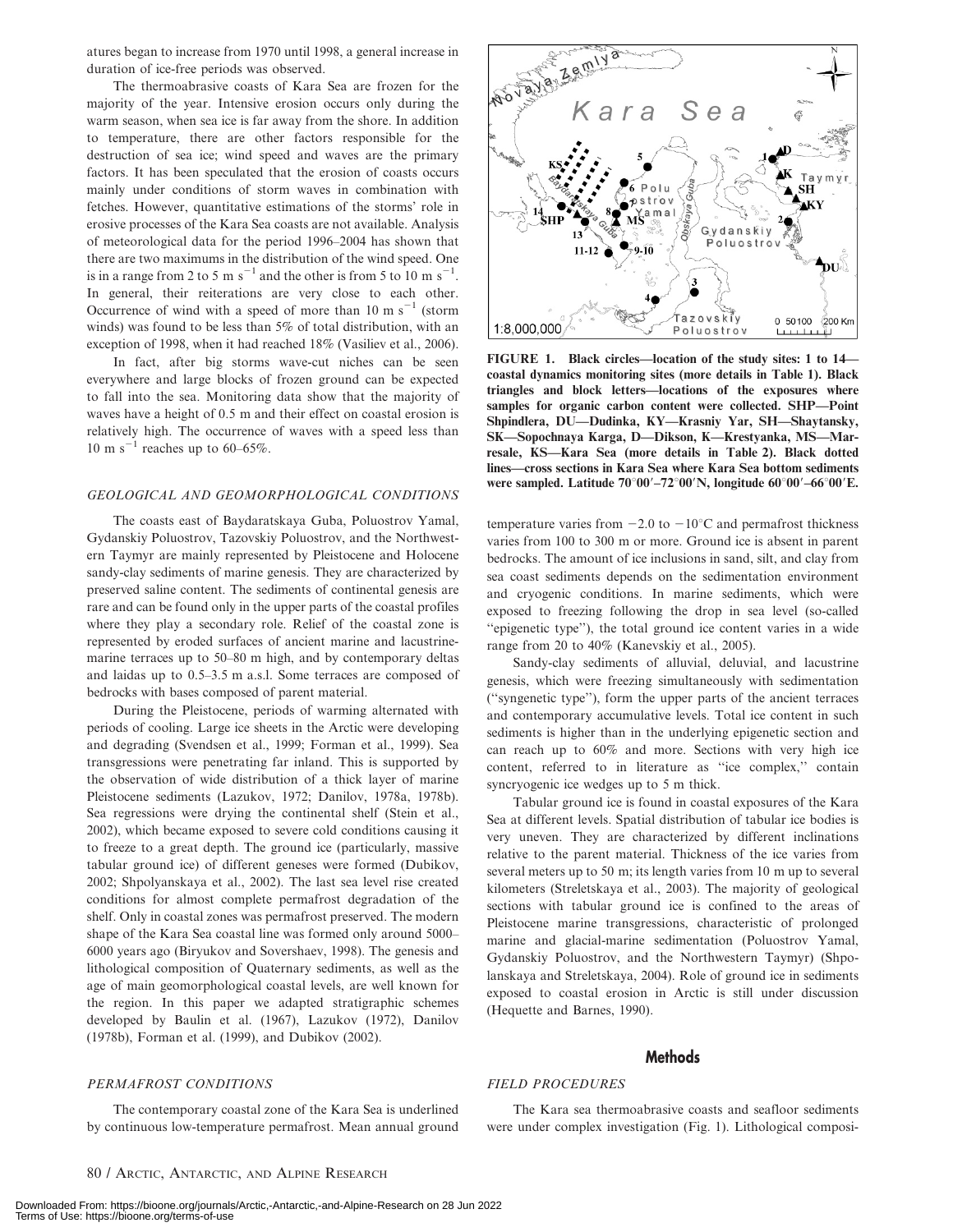atures began to increase from 1970 until 1998, a general increase in duration of ice-free periods was observed.

The thermoabrasive coasts of Kara Sea are frozen for the majority of the year. Intensive erosion occurs only during the warm season, when sea ice is far away from the shore. In addition to temperature, there are other factors responsible for the destruction of sea ice; wind speed and waves are the primary factors. It has been speculated that the erosion of coasts occurs mainly under conditions of storm waves in combination with fetches. However, quantitative estimations of the storms' role in erosive processes of the Kara Sea coasts are not available. Analysis of meteorological data for the period 1996–2004 has shown that there are two maximums in the distribution of the wind speed. One is in a range from 2 to 5 m $s^{-1}$ and the other is from 5 to 10 m $s^{-1}$. In general, their reiterations are very close to each other. Occurrence of wind with a speed of more than 10 m $s^{-1}$ (storm winds) was found to be less than 5% of total distribution, with an exception of 1998, when it had reached 18% (Vasiliev et al., 2006).

In fact, after big storms wave-cut niches can be seen everywhere and large blocks of frozen ground can be expected to fall into the sea. Monitoring data show that the majority of waves have a height of 0.5 m and their effect on coastal erosion is relatively high. The occurrence of waves with a speed less than 10 m $s^{-1}$ reaches up to 60–65%.

### GEOLOGICAL AND GEOMORPHOLOGICAL CONDITIONS

The coasts east of Baydaratskaya Guba, Poluostrov Yamal, Gydanskiy Poluostrov, Tazovskiy Poluostrov, and the Northwestern Taymyr are mainly represented by Pleistocene and Holocene sandy-clay sediments of marine genesis. They are characterized by preserved saline content. The sediments of continental genesis are rare and can be found only in the upper parts of the coastal profiles where they play a secondary role. Relief of the coastal zone is represented by eroded surfaces of ancient marine and lacustrine-marine terraces up to 50–80 m high, and by contemporary deltas and laidas up to 0.5–3.5 m a.s.l. Some terraces are composed of bedrocks with bases composed of parent material.

During the Pleistocene, periods of warming alternated with periods of cooling. Large ice sheets in the Arctic were developing and degrading (Svendsen et al., 1999; Forman et al., 1999). Sea transgressions were penetrating far inland. This is supported by the observation of wide distribution of a thick layer of marine Pleistocene sediments (Lazukov, 1972; Danilov, 1978a, 1978b). Sea regressions were drying the continental shelf (Stein et al., 2002), which became exposed to severe cold conditions causing it to freeze to a great depth. The ground ice (particularly, massive tabular ground ice) of different geneses were formed (Dubikov, 2002; Shpolyanskaya et al., 2002). The last sea level rise created conditions for almost complete permafrost degradation of the shelf. Only in coastal zones was permafrost preserved. The modern shape of the Kara Sea coastal line was formed only around 5000–6000 years ago (Biryukov and Sovershaev, 1998). The genesis and lithological composition of Quaternary sediments, as well as the age of main geomorphological coastal levels, are well known for the region. In this paper we adapted stratigraphic schemes developed by Baulin et al. (1967), Lazukov (1972), Danilov (1978b), Forman et al. (1999), and Dubikov (2002).

### PERMAFROST CONDITIONS

The contemporary coastal zone of the Kara Sea is underlined by continuous low-temperature permafrost. Mean annual ground temperature varies from −2.0 to −10°C and permafrost thickness varies from 100 to 300 m or more. Ground ice is absent in parent bedrocks. The amount of ice inclusions in sand, silt, and clay from sea coast sediments depends on the sedimentation environment and cryogenic conditions. In marine sediments, which were exposed to freezing following the drop in sea level (so-called "epigenetic type"), the total ground ice content varies in a wide range from 20 to 40% (Kanevskiy et al., 2005).

**FIGURE 1. Black circles—location of the study sites: 1 to 14—coastal dynamics monitoring sites (more details in Table 1). Black triangles and block letters—locations of the exposures where samples for organic carbon content were collected. SHP—Point Shpindlera, DU—Dudinka, KY—Krasniy Yar, SH—Shaytansky, SK—Sopochnaya Karga, D—Dikson, K—Krestyanka, MS—Marresale, KS—Kara Sea (more details in Table 2). Black dotted lines—cross sections in Kara Sea where Kara Sea bottom sediments were sampled. Latitude 70°00′–72°00′N, longitude 60°00′–66°00′E.**

Sandy-clay sediments of alluvial, deluvial, and lacustrine genesis, which were freezing simultaneously with sedimentation ("syngenetic type"), form the upper parts of the ancient terraces and contemporary accumulative levels. Total ice content in such sediments is higher than in the underlying epigenetic section and can reach up to 60% and more. Sections with very high ice content, referred to in literature as "ice complex," contain syncryogenic ice wedges up to 5 m thick.

Tabular ground ice is found in coastal exposures of the Kara Sea at different levels. Spatial distribution of tabular ice bodies is very uneven. They are characterized by different inclinations relative to the parent material. Thickness of the ice varies from several meters up to 50 m; its length varies from 10 m up to several kilometers (Streletskaya et al., 2003). The majority of geological sections with tabular ground ice is confined to the areas of Pleistocene marine transgressions, characteristic of prolonged marine and glacial-marine sedimentation (Poluostrov Yamal, Gydanskiy Poluostrov, and the Northwestern Taymyr) (Shpolanskaya and Streletskaya, 2004). Role of ground ice in sediments exposed to coastal erosion in Arctic is still under discussion (Hequette and Barnes, 1990).

## Methods

### FIELD PROCEDURES

The Kara sea thermoabrasive coasts and seafloor sediments were under complex investigation (Fig. 1). Lithological composi-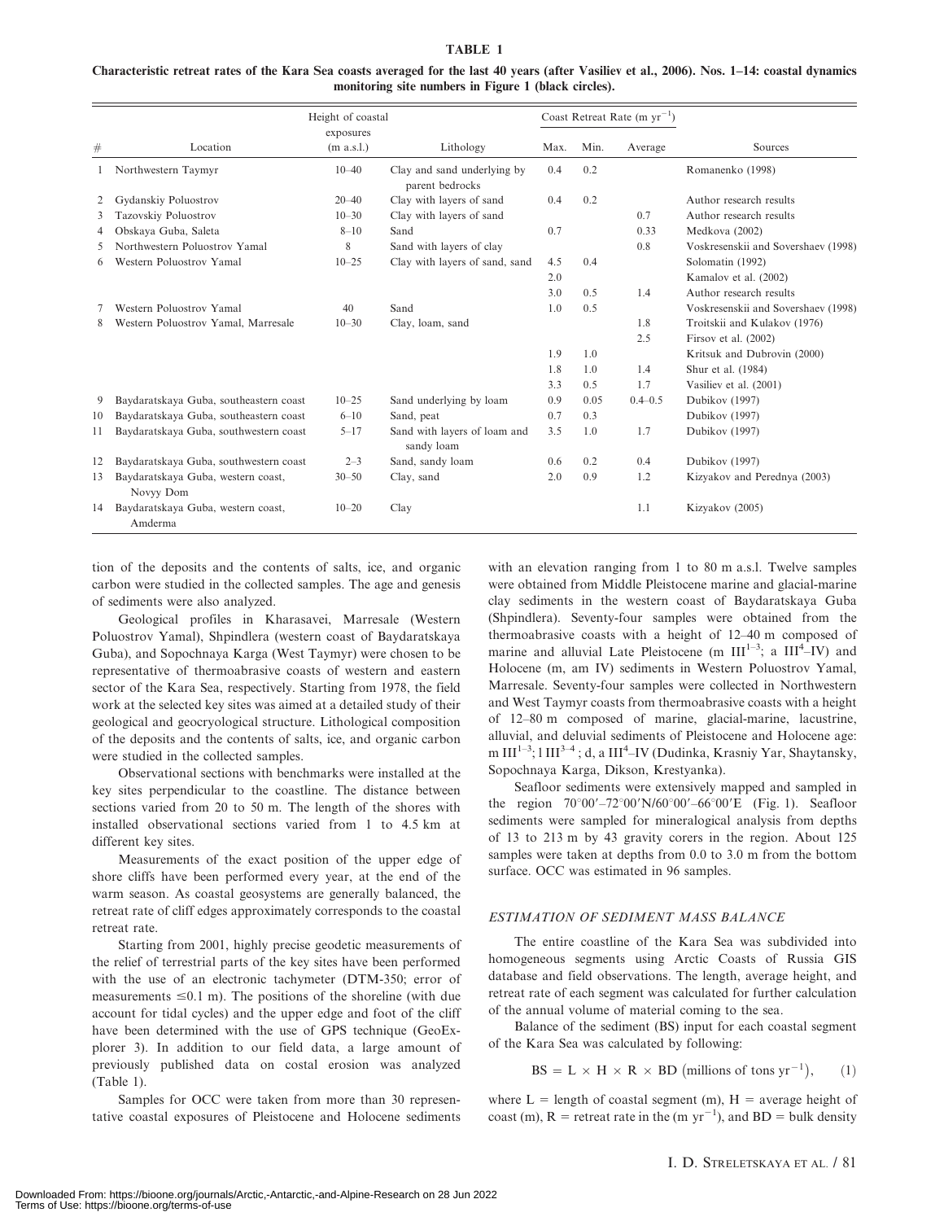**TABLE 1**

**Characteristic retreat rates of the Kara Sea coasts averaged for the last 40 years (after Vasiliev et al., 2006). Nos. 1–14: coastal dynamics monitoring site numbers in Figure 1 (black circles).**

| # | Location | Height of coastal exposures (m a.s.l.) | Lithology | Coast Retreat Rate (m $yr^{-1}$) Max. | Min. | Average | Sources |
|---|---|---|---|---|---|---|---|
| 1 | Northwestern Taymyr | 10–40 | Clay and sand underlying by parent bedrocks | 0.4 | 0.2 | | Romanenko (1998) |
| 2 | Gydanskiy Poluostrov | 20–40 | Clay with layers of sand | 0.4 | 0.2 | | Author research results |
| 3 | Tazovskiy Poluostrov | 10–30 | Clay with layers of sand | | | 0.7 | Author research results |
| 4 | Obskaya Guba, Saleta | 8–10 | Sand | 0.7 | | 0.33 | Medkova (2002) |
| 5 | Northwestern Poluostrov Yamal | 8 | Sand with layers of clay | | | 0.8 | Voskresenskii and Sovershaev (1998) |
| 6 | Western Poluostrov Yamal | 10–25 | Clay with layers of sand, sand | 4.5 | 0.4 | | Solomatin (1992) |
| | | | | 2.0 | | | Kamalov et al. (2002) |
| | | | | 3.0 | 0.5 | 1.4 | Author research results |
| 7 | Western Poluostrov Yamal | 40 | Sand | 1.0 | 0.5 | | Voskresenskii and Sovershaev (1998) |
| 8 | Western Poluostrov Yamal, Marresale | 10–30 | Clay, loam, sand | | | 1.8 | Troitskii and Kulakov (1976) |
| | | | | | | 2.5 | Firsov et al. (2002) |
| | | | | 1.9 | 1.0 | | Kritsuk and Dubrovin (2000) |
| | | | | 1.8 | 1.0 | 1.4 | Shur et al. (1984) |
| | | | | 3.3 | 0.5 | 1.7 | Vasiliev et al. (2001) |
| 9 | Baydaratskaya Guba, southeastern coast | 10–25 | Sand underlying by loam | 0.9 | 0.05 | 0.4–0.5 | Dubikov (1997) |
| 10 | Baydaratskaya Guba, southeastern coast | 6–10 | Sand, peat | 0.7 | 0.3 | | Dubikov (1997) |
| 11 | Baydaratskaya Guba, southwestern coast | 5–17 | Sand with layers of loam and sandy loam | 3.5 | 1.0 | 1.7 | Dubikov (1997) |
| 12 | Baydaratskaya Guba, southwestern coast | 2–3 | Sand, sandy loam | 0.6 | 0.2 | 0.4 | Dubikov (1997) |
| 13 | Baydaratskaya Guba, western coast, Novyy Dom | 30–50 | Clay, sand | 2.0 | 0.9 | 1.2 | Kizyakov and Perednya (2003) |
| 14 | Baydaratskaya Guba, western coast, Amderma | 10–20 | Clay | | | 1.1 | Kizyakov (2005) |

tion of the deposits and the contents of salts, ice, and organic carbon were studied in the collected samples. The age and genesis of sediments were also analyzed.

Geological profiles in Kharasavei, Marresale (Western Poluostrov Yamal), Shpindlera (western coast of Baydaratskaya Guba), and Sopochnaya Karga (West Taymyr) were chosen to be representative of thermoabrasive coasts of western and eastern sector of the Kara Sea, respectively. Starting from 1978, the field work at the selected key sites was aimed at a detailed study of their geological and geocryological structure. Lithological composition of the deposits and the contents of salts, ice, and organic carbon were studied in the collected samples.

Observational sections with benchmarks were installed at the key sites perpendicular to the coastline. The distance between sections varied from 20 to 50 m. The length of the shores with installed observational sections varied from 1 to 4.5 km at different key sites.

Measurements of the exact position of the upper edge of shore cliffs have been performed every year, at the end of the warm season. As coastal geosystems are generally balanced, the retreat rate of cliff edges approximately corresponds to the coastal retreat rate.

Starting from 2001, highly precise geodetic measurements of the relief of terrestrial parts of the key sites have been performed with the use of an electronic tachymeter (DTM-350; error of measurements $\leq$0.1 m). The positions of the shoreline (with due account for tidal cycles) and the upper edge and foot of the cliff have been determined with the use of GPS technique (GeoExplorer 3). In addition to our field data, a large amount of previously published data on costal erosion was analyzed (Table 1).

Samples for OCC were taken from more than 30 representative coastal exposures of Pleistocene and Holocene sediments with an elevation ranging from 1 to 80 m a.s.l. Twelve samples were obtained from Middle Pleistocene marine and glacial-marine clay sediments in the western coast of Baydaratskaya Guba (Shpindlera). Seventy-four samples were obtained from the thermoabrasive coasts with a height of 12–40 m composed of marine and alluvial Late Pleistocene (m $III^{1-3}$; a $III^{4}$–IV) and Holocene (m, am IV) sediments in Western Poluostrov Yamal, Marresale. Seventy-four samples were collected in Northwestern and West Taymyr coasts from thermoabrasive coasts with a height of 12–80 m composed of marine, glacial-marine, lacustrine, alluvial, and deluvial sediments of Pleistocene and Holocene age: m $III^{1-3}$; l $III^{3-4}$; d, a $III^{4}$–IV (Dudinka, Krasniy Yar, Shaytansky, Sopochnaya Karga, Dikson, Krestyanka).

Seafloor sediments were extensively mapped and sampled in the region 70°00′–72°00′N/60°00′–66°00′E (Fig. 1). Seafloor sediments were sampled for mineralogical analysis from depths of 13 to 213 m by 43 gravity corers in the region. About 125 samples were taken at depths from 0.0 to 3.0 m from the bottom surface. OCC was estimated in 96 samples.

### *ESTIMATION OF SEDIMENT MASS BALANCE*

The entire coastline of the Kara Sea was subdivided into homogeneous segments using Arctic Coasts of Russia GIS database and field observations. The length, average height, and retreat rate of each segment was calculated for further calculation of the annual volume of material coming to the sea.

Balance of the sediment (BS) input for each coastal segment of the Kara Sea was calculated by following:

$$\mathrm{BS} = \mathrm{L} \times \mathrm{H} \times \mathrm{R} \times \mathrm{BD}\ \left(\text{millions of tons yr}^{-1}\right), \qquad (1)$$

where L = length of coastal segment (m), H = average height of coast (m), R = retreat rate in the (m $yr^{-1}$), and BD = bulk density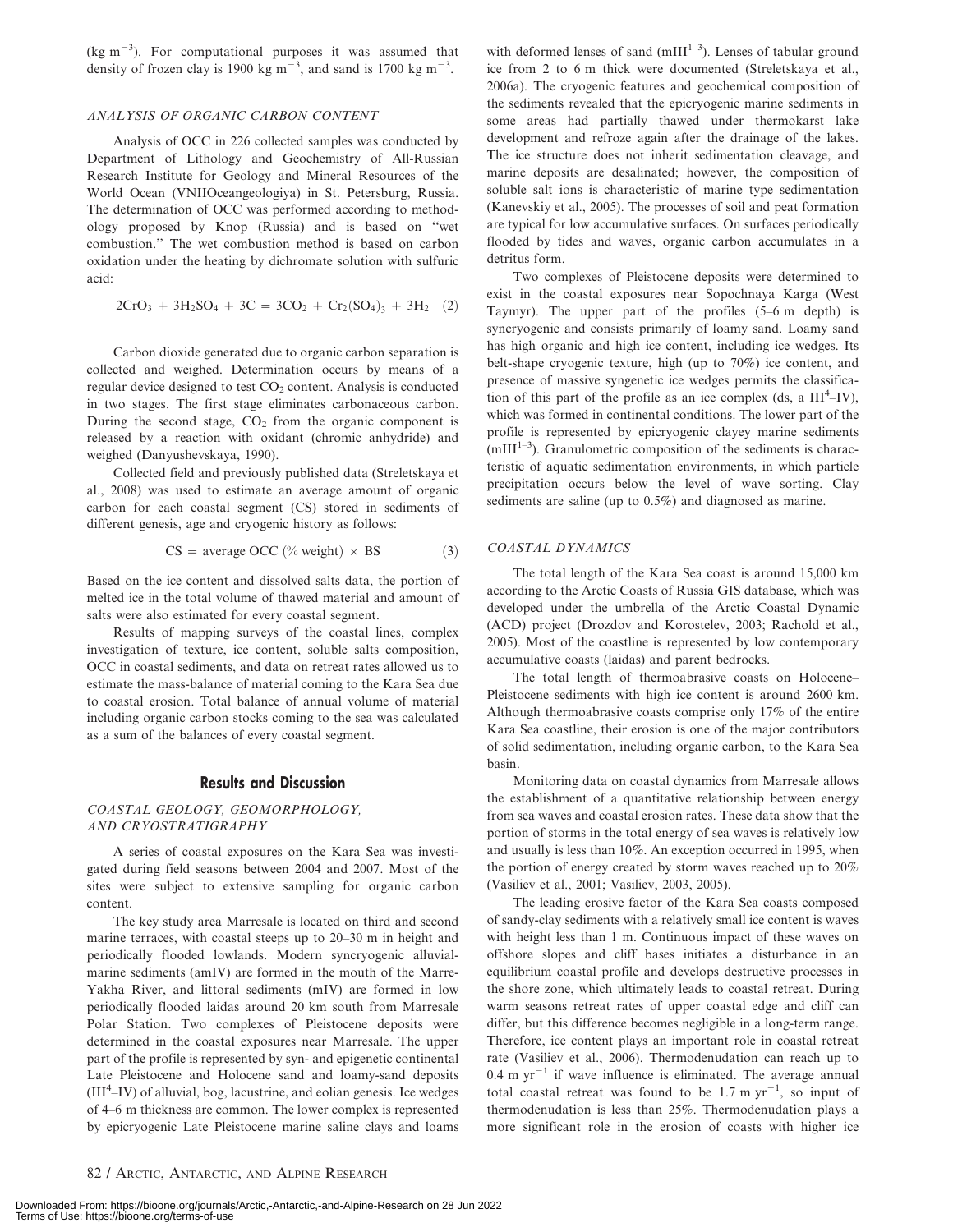(kg $m^{-3}$). For computational purposes it was assumed that density of frozen clay is 1900 kg $m^{-3}$, and sand is 1700 kg $m^{-3}$.

### *ANALYSIS OF ORGANIC CARBON CONTENT*

Analysis of OCC in 226 collected samples was conducted by Department of Lithology and Geochemistry of All-Russian Research Institute for Geology and Mineral Resources of the World Ocean (VNIIOceangeologiya) in St. Petersburg, Russia. The determination of OCC was performed according to methodology proposed by Knop (Russia) and is based on "wet combustion." The wet combustion method is based on carbon oxidation under the heating by dichromate solution with sulfuric acid:

$$2CrO_3 + 3H_2SO_4 + 3C = 3CO_2 + Cr_2(SO_4)_3 + 3H_2 \quad (2)$$

Carbon dioxide generated due to organic carbon separation is collected and weighed. Determination occurs by means of a regular device designed to test $CO_2$ content. Analysis is conducted in two stages. The first stage eliminates carbonaceous carbon. During the second stage, $CO_2$ from the organic component is released by a reaction with oxidant (chromic anhydride) and weighed (Danyushevskaya, 1990).

Collected field and previously published data (Streletskaya et al., 2008) was used to estimate an average amount of organic carbon for each coastal segment (CS) stored in sediments of different genesis, age and cryogenic history as follows:

$$\text{CS} = \text{average OCC (\% weight)} \times \text{BS} \quad (3)$$

Based on the ice content and dissolved salts data, the portion of melted ice in the total volume of thawed material and amount of salts were also estimated for every coastal segment.

Results of mapping surveys of the coastal lines, complex investigation of texture, ice content, soluble salts composition, OCC in coastal sediments, and data on retreat rates allowed us to estimate the mass-balance of material coming to the Kara Sea due to coastal erosion. Total balance of annual volume of material including organic carbon stocks coming to the sea was calculated as a sum of the balances of every coastal segment.

## Results and Discussion

### *COASTAL GEOLOGY, GEOMORPHOLOGY, AND CRYOSTRATIGRAPHY*

A series of coastal exposures on the Kara Sea was investigated during field seasons between 2004 and 2007. Most of the sites were subject to extensive sampling for organic carbon content.

The key study area Marresale is located on third and second marine terraces, with coastal steeps up to 20–30 m in height and periodically flooded lowlands. Modern syncryogenic alluvial-marine sediments (amIV) are formed in the mouth of the Marre-Yakha River, and littoral sediments (mIV) are formed in low periodically flooded laidas around 20 km south from Marresale Polar Station. Two complexes of Pleistocene deposits were determined in the coastal exposures near Marresale. The upper part of the profile is represented by syn- and epigenetic continental Late Pleistocene and Holocene sand and loamy-sand deposits ($III^4$–IV) of alluvial, bog, lacustrine, and eolian genesis. Ice wedges of 4–6 m thickness are common. The lower complex is represented by epicryogenic Late Pleistocene marine saline clays and loams with deformed lenses of sand ($mIII^{1-3}$). Lenses of tabular ground ice from 2 to 6 m thick were documented (Streletskaya et al., 2006a). The cryogenic features and geochemical composition of the sediments revealed that the epicryogenic marine sediments in some areas had partially thawed under thermokarst lake development and refroze again after the drainage of the lakes. The ice structure does not inherit sedimentation cleavage, and marine deposits are desalinated; however, the composition of soluble salt ions is characteristic of marine type sedimentation (Kanevskiy et al., 2005). The processes of soil and peat formation are typical for low accumulative surfaces. On surfaces periodically flooded by tides and waves, organic carbon accumulates in a detritus form.

Two complexes of Pleistocene deposits were determined to exist in the coastal exposures near Sopochnaya Karga (West Taymyr). The upper part of the profiles (5–6 m depth) is syncryogenic and consists primarily of loamy sand. Loamy sand has high organic and high ice content, including ice wedges. Its belt-shape cryogenic texture, high (up to 70%) ice content, and presence of massive syngenetic ice wedges permits the classification of this part of the profile as an ice complex (ds, a $III^4$–IV), which was formed in continental conditions. The lower part of the profile is represented by epicryogenic clayey marine sediments ($mIII^{1-3}$). Granulometric composition of the sediments is characteristic of aquatic sedimentation environments, in which particle precipitation occurs below the level of wave sorting. Clay sediments are saline (up to 0.5%) and diagnosed as marine.

### *COASTAL DYNAMICS*

The total length of the Kara Sea coast is around 15,000 km according to the Arctic Coasts of Russia GIS database, which was developed under the umbrella of the Arctic Coastal Dynamic (ACD) project (Drozdov and Korostelev, 2003; Rachold et al., 2005). Most of the coastline is represented by low contemporary accumulative coasts (laidas) and parent bedrocks.

The total length of thermoabrasive coasts on Holocene–Pleistocene sediments with high ice content is around 2600 km. Although thermoabrasive coasts comprise only 17% of the entire Kara Sea coastline, their erosion is one of the major contributors of solid sedimentation, including organic carbon, to the Kara Sea basin.

Monitoring data on coastal dynamics from Marresale allows the establishment of a quantitative relationship between energy from sea waves and coastal erosion rates. These data show that the portion of storms in the total energy of sea waves is relatively low and usually is less than 10%. An exception occurred in 1995, when the portion of energy created by storm waves reached up to 20% (Vasiliev et al., 2001; Vasiliev, 2003, 2005).

The leading erosive factor of the Kara Sea coasts composed of sandy-clay sediments with a relatively small ice content is waves with height less than 1 m. Continuous impact of these waves on offshore slopes and cliff bases initiates a disturbance in an equilibrium coastal profile and develops destructive processes in the shore zone, which ultimately leads to coastal retreat. During warm seasons retreat rates of upper coastal edge and cliff can differ, but this difference becomes negligible in a long-term range. Therefore, ice content plays an important role in coastal retreat rate (Vasiliev et al., 2006). Thermodenudation can reach up to 0.4 m $yr^{-1}$ if wave influence is eliminated. The average annual total coastal retreat was found to be 1.7 m $yr^{-1}$, so input of thermodenudation is less than 25%. Thermodenudation plays a more significant role in the erosion of coasts with higher ice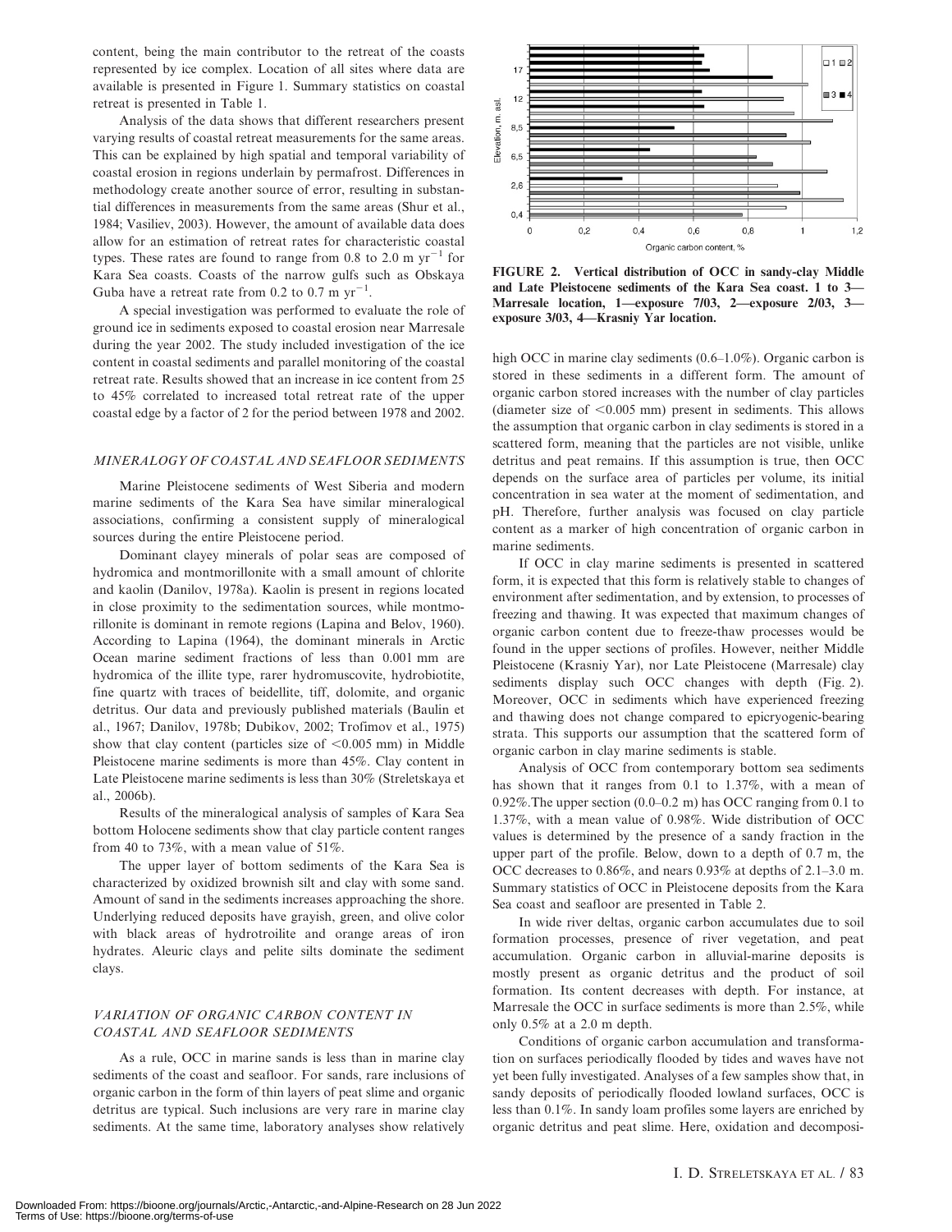content, being the main contributor to the retreat of the coasts represented by ice complex. Location of all sites where data are available is presented in Figure 1. Summary statistics on coastal retreat is presented in Table 1.

Analysis of the data shows that different researchers present varying results of coastal retreat measurements for the same areas. This can be explained by high spatial and temporal variability of coastal erosion in regions underlain by permafrost. Differences in methodology create another source of error, resulting in substantial differences in measurements from the same areas (Shur et al., 1984; Vasiliev, 2003). However, the amount of available data does allow for an estimation of retreat rates for characteristic coastal types. These rates are found to range from 0.8 to 2.0 m $yr^{-1}$ for Kara Sea coasts. Coasts of the narrow gulfs such as Obskaya Guba have a retreat rate from 0.2 to 0.7 m $yr^{-1}$.

A special investigation was performed to evaluate the role of ground ice in sediments exposed to coastal erosion near Marresale during the year 2002. The study included investigation of the ice content in coastal sediments and parallel monitoring of the coastal retreat rate. Results showed that an increase in ice content from 25 to 45% correlated to increased total retreat rate of the upper coastal edge by a factor of 2 for the period between 1978 and 2002.

## *MINERALOGY OF COASTAL AND SEAFLOOR SEDIMENTS*

Marine Pleistocene sediments of West Siberia and modern marine sediments of the Kara Sea have similar mineralogical associations, confirming a consistent supply of mineralogical sources during the entire Pleistocene period.

Dominant clayey minerals of polar seas are composed of hydromica and montmorillonite with a small amount of chlorite and kaolin (Danilov, 1978a). Kaolin is present in regions located in close proximity to the sedimentation sources, while montmorillonite is dominant in remote regions (Lapina and Belov, 1960). According to Lapina (1964), the dominant minerals in Arctic Ocean marine sediment fractions of less than 0.001 mm are hydromica of the illite type, rarer hydromuscovite, hydrobiotite, fine quartz with traces of beidellite, tiff, dolomite, and organic detritus. Our data and previously published materials (Baulin et al., 1967; Danilov, 1978b; Dubikov, 2002; Trofimov et al., 1975) show that clay content (particles size of <0.005 mm) in Middle Pleistocene marine sediments is more than 45%. Clay content in Late Pleistocene marine sediments is less than 30% (Streletskaya et al., 2006b).

Results of the mineralogical analysis of samples of Kara Sea bottom Holocene sediments show that clay particle content ranges from 40 to 73%, with a mean value of 51%.

The upper layer of bottom sediments of the Kara Sea is characterized by oxidized brownish silt and clay with some sand. Amount of sand in the sediments increases approaching the shore. Underlying reduced deposits have grayish, green, and olive color with black areas of hydrotroilite and orange areas of iron hydrates. Aleuric clays and pelite silts dominate the sediment clays.

## *VARIATION OF ORGANIC CARBON CONTENT IN COASTAL AND SEAFLOOR SEDIMENTS*

As a rule, OCC in marine sands is less than in marine clay sediments of the coast and seafloor. For sands, rare inclusions of organic carbon in the form of thin layers of peat slime and organic detritus are typical. Such inclusions are very rare in marine clay sediments. At the same time, laboratory analyses show relatively high OCC in marine clay sediments (0.6–1.0%). Organic carbon is stored in these sediments in a different form. The amount of organic carbon stored increases with the number of clay particles (diameter size of <0.005 mm) present in sediments. This allows the assumption that organic carbon in clay sediments is stored in a scattered form, meaning that the particles are not visible, unlike detritus and peat remains. If this assumption is true, then OCC depends on the surface area of particles per volume, its initial concentration in sea water at the moment of sedimentation, and pH. Therefore, further analysis was focused on clay particle content as a marker of high concentration of organic carbon in marine sediments.

**FIGURE 2. Vertical distribution of OCC in sandy-clay Middle and Late Pleistocene sediments of the Kara Sea coast. 1 to 3—Marresale location, 1—exposure 7/03, 2—exposure 2/03, 3—exposure 3/03, 4—Krasniy Yar location.**

If OCC in clay marine sediments is presented in scattered form, it is expected that this form is relatively stable to changes of environment after sedimentation, and by extension, to processes of freezing and thawing. It was expected that maximum changes of organic carbon content due to freeze-thaw processes would be found in the upper sections of profiles. However, neither Middle Pleistocene (Krasniy Yar), nor Late Pleistocene (Marresale) clay sediments display such OCC changes with depth (Fig. 2). Moreover, OCC in sediments which have experienced freezing and thawing does not change compared to epicryogenic-bearing strata. This supports our assumption that the scattered form of organic carbon in clay marine sediments is stable.

Analysis of OCC from contemporary bottom sea sediments has shown that it ranges from 0.1 to 1.37%, with a mean of 0.92%.The upper section (0.0–0.2 m) has OCC ranging from 0.1 to 1.37%, with a mean value of 0.98%. Wide distribution of OCC values is determined by the presence of a sandy fraction in the upper part of the profile. Below, down to a depth of 0.7 m, the OCC decreases to 0.86%, and nears 0.93% at depths of 2.1–3.0 m. Summary statistics of OCC in Pleistocene deposits from the Kara Sea coast and seafloor are presented in Table 2.

In wide river deltas, organic carbon accumulates due to soil formation processes, presence of river vegetation, and peat accumulation. Organic carbon in alluvial-marine deposits is mostly present as organic detritus and the product of soil formation. Its content decreases with depth. For instance, at Marresale the OCC in surface sediments is more than 2.5%, while only 0.5% at a 2.0 m depth.

Conditions of organic carbon accumulation and transformation on surfaces periodically flooded by tides and waves have not yet been fully investigated. Analyses of a few samples show that, in sandy deposits of periodically flooded lowland surfaces, OCC is less than 0.1%. In sandy loam profiles some layers are enriched by organic detritus and peat slime. Here, oxidation and decomposi-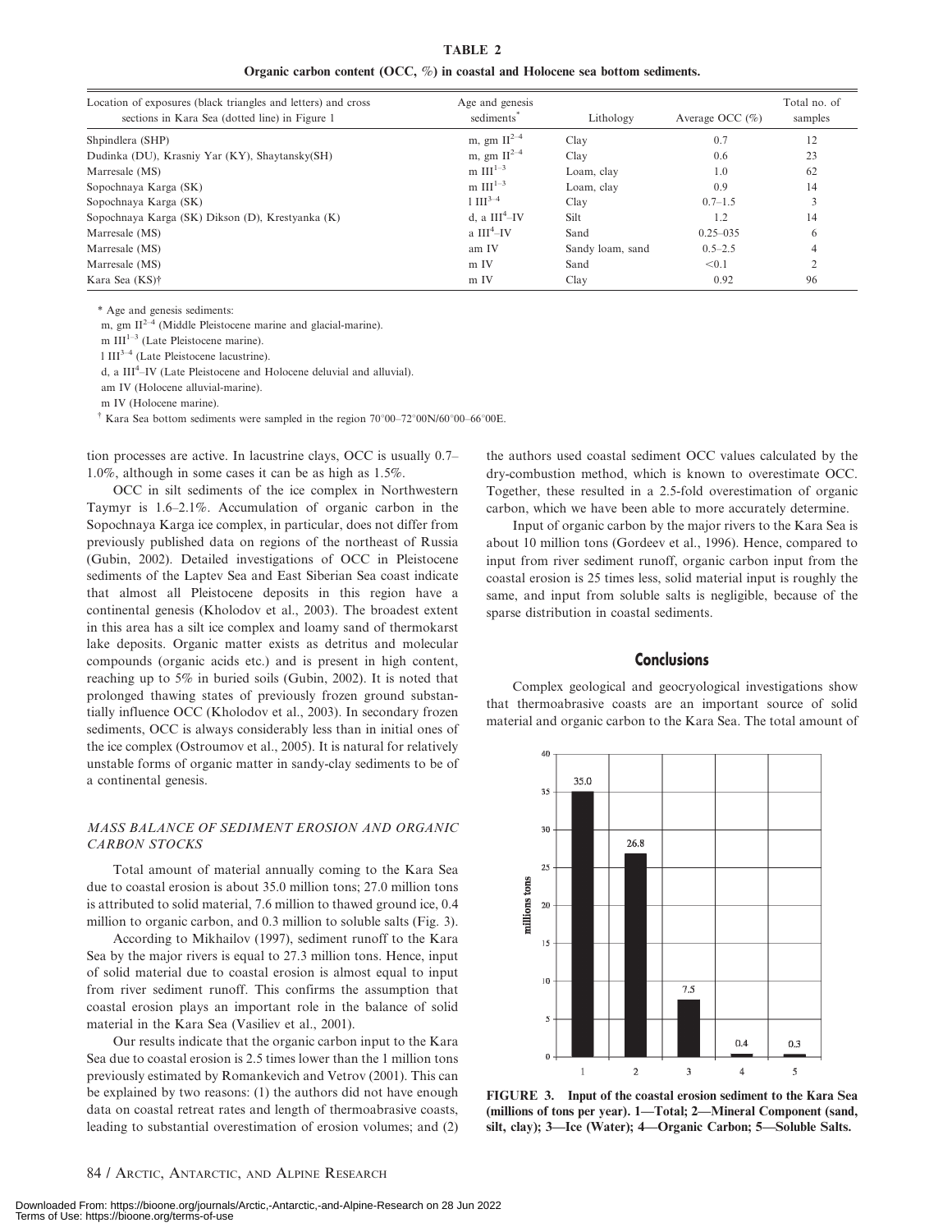**TABLE 2**

**Organic carbon content (OCC, %) in coastal and Holocene sea bottom sediments.**

| Location of exposures (black triangles and letters) and cross sections in Kara Sea (dotted line) in Figure 1 | Age and genesis sediments* | Lithology | Average OCC (%) | Total no. of samples |
|---|---|---|---|---|
| Shpindlera (SHP) | m, gm $II^{2-4}$ | Clay | 0.7 | 12 |
| Dudinka (DU), Krasniy Yar (KY), Shaytansky(SH) | m, gm $II^{2-4}$ | Clay | 0.6 | 23 |
| Marresale (MS) | m $III^{1-3}$ | Loam, clay | 1.0 | 62 |
| Sopochnaya Karga (SK) | m $III^{1-3}$ | Loam, clay | 0.9 | 14 |
| Sopochnaya Karga (SK) | l $III^{3-4}$ | Clay | 0.7–1.5 | 3 |
| Sopochnaya Karga (SK) Dikson (D), Krestyanka (K) | d, a $III^{4}$–IV | Silt | 1.2 | 14 |
| Marresale (MS) | a $III^{4}$–IV | Sand | 0.25–035 | 6 |
| Marresale (MS) | am IV | Sandy loam, sand | 0.5–2.5 | 4 |
| Marresale (MS) | m IV | Sand | <0.1 | 2 |
| Kara Sea (KS)† | m IV | Clay | 0.92 | 96 |

\* Age and genesis sediments:

m, gm $II^{2-4}$ (Middle Pleistocene marine and glacial-marine).

m $III^{1-3}$ (Late Pleistocene marine).

l $III^{3-4}$ (Late Pleistocene lacustrine).

d, a $III^{4}$–IV (Late Pleistocene and Holocene deluvial and alluvial).

am IV (Holocene alluvial-marine).

m IV (Holocene marine).

† Kara Sea bottom sediments were sampled in the region 70°00–72°00N/60°00–66°00E.

tion processes are active. In lacustrine clays, OCC is usually 0.7–1.0%, although in some cases it can be as high as 1.5%.

OCC in silt sediments of the ice complex in Northwestern Taymyr is 1.6–2.1%. Accumulation of organic carbon in the Sopochnaya Karga ice complex, in particular, does not differ from previously published data on regions of the northeast of Russia (Gubin, 2002). Detailed investigations of OCC in Pleistocene sediments of the Laptev Sea and East Siberian Sea coast indicate that almost all Pleistocene deposits in this region have a continental genesis (Kholodov et al., 2003). The broadest extent in this area has a silt ice complex and loamy sand of thermokarst lake deposits. Organic matter exists as detritus and molecular compounds (organic acids etc.) and is present in high content, reaching up to 5% in buried soils (Gubin, 2002). It is noted that prolonged thawing states of previously frozen ground substantially influence OCC (Kholodov et al., 2003). In secondary frozen sediments, OCC is always considerably less than in initial ones of the ice complex (Ostroumov et al., 2005). It is natural for relatively unstable forms of organic matter in sandy-clay sediments to be of a continental genesis.

### *MASS BALANCE OF SEDIMENT EROSION AND ORGANIC CARBON STOCKS*

Total amount of material annually coming to the Kara Sea due to coastal erosion is about 35.0 million tons; 27.0 million tons is attributed to solid material, 7.6 million to thawed ground ice, 0.4 million to organic carbon, and 0.3 million to soluble salts (Fig. 3).

According to Mikhailov (1997), sediment runoff to the Kara Sea by the major rivers is equal to 27.3 million tons. Hence, input of solid material due to coastal erosion is almost equal to input from river sediment runoff. This confirms the assumption that coastal erosion plays an important role in the balance of solid material in the Kara Sea (Vasiliev et al., 2001).

Our results indicate that the organic carbon input to the Kara Sea due to coastal erosion is 2.5 times lower than the 1 million tons previously estimated by Romankevich and Vetrov (2001). This can be explained by two reasons: (1) the authors did not have enough data on coastal retreat rates and length of thermoabrasive coasts, leading to substantial overestimation of erosion volumes; and (2) the authors used coastal sediment OCC values calculated by the dry-combustion method, which is known to overestimate OCC. Together, these resulted in a 2.5-fold overestimation of organic carbon, which we have been able to more accurately determine.

Input of organic carbon by the major rivers to the Kara Sea is about 10 million tons (Gordeev et al., 1996). Hence, compared to input from river sediment runoff, organic carbon input from the coastal erosion is 25 times less, solid material input is roughly the same, and input from soluble salts is negligible, because of the sparse distribution in coastal sediments.

## Conclusions

Complex geological and geocryological investigations show that thermoabrasive coasts are an important source of solid material and organic carbon to the Kara Sea. The total amount of

**FIGURE 3. Input of the coastal erosion sediment to the Kara Sea (millions of tons per year). 1—Total; 2—Mineral Component (sand, silt, clay); 3—Ice (Water); 4—Organic Carbon; 5—Soluble Salts.**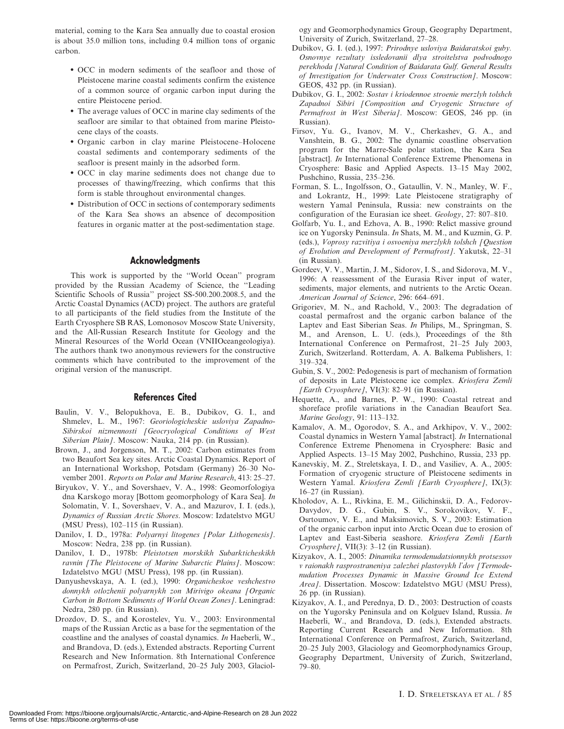material, coming to the Kara Sea annually due to coastal erosion is about 35.0 million tons, including 0.4 million tons of organic carbon.

- OCC in modern sediments of the seafloor and those of Pleistocene marine coastal sediments confirm the existence of a common source of organic carbon input during the entire Pleistocene period.
- The average values of OCC in marine clay sediments of the seafloor are similar to that obtained from marine Pleistocene clays of the coasts.
- Organic carbon in clay marine Pleistocene–Holocene coastal sediments and contemporary sediments of the seafloor is present mainly in the adsorbed form.
- OCC in clay marine sediments does not change due to processes of thawing/freezing, which confirms that this form is stable throughout environmental changes.
- Distribution of OCC in sections of contemporary sediments of the Kara Sea shows an absence of decomposition features in organic matter at the post-sedimentation stage.

## Acknowledgments

This work is supported by the "World Ocean" program provided by the Russian Academy of Science, the "Leading Scientific Schools of Russia" project SS-500.200.2008.5, and the Arctic Coastal Dynamics (ACD) project. The authors are grateful to all participants of the field studies from the Institute of the Earth Cryosphere SB RAS, Lomonosov Moscow State University, and the All-Russian Research Institute for Geology and the Mineral Resources of the World Ocean (VNIIOceangeologiya). The authors thank two anonymous reviewers for the constructive comments which have contributed to the improvement of the original version of the manuscript.

## References Cited

Baulin, V. V., Belopukhova, E. B., Dubikov, G. I., and Shmelev, L. M., 1967: *Georiologicheskie usloviya Zapadno-Sibirskoi nizmennosti [Geocryological Conditions of West Siberian Plain]*. Moscow: Nauka, 214 pp. (in Russian).

Brown, J., and Jorgenson, M. T., 2002: Carbon estimates from two Beaufort Sea key sites. Arctic Coastal Dynamics. Report of an International Workshop, Potsdam (Germany) 26–30 November 2001. *Reports on Polar and Marine Research*, 413: 25–27.

Biryukov, V. Y., and Sovershaev, V. A., 1998: Geomorfologiya dna Karskogo moray [Bottom geomorphology of Kara Sea]. *In* Solomatin, V. I., Sovershaev, V. A., and Mazurov, I. I. (eds.), *Dynamics of Russian Arctic Shores*. Moscow: Izdatelstvo MGU (MSU Press), 102–115 (in Russian).

Danilov, I. D., 1978a: *Polyarnyi litogenes [Polar Lithogenesis]*. Moscow: Nedra, 238 pp. (in Russian).

Danilov, I. D., 1978b: *Pleistotsen morskikh Subarkticheskikh ravnin [The Pleistocene of Marine Subarctic Plains]*. Moscow: Izdatelstvo MGU (MSU Press), 198 pp. (in Russian).

Danyushevskaya, A. I. (ed.), 1990: *Organicheskoe veshchestvo donnykh otlozhenii polyarnykh zon Mirivigo okeana [Organic Carbon in Bottom Sediments of World Ocean Zones]*. Leningrad: Nedra, 280 pp. (in Russian).

Drozdov, D. S., and Korostelev, Yu. V., 2003: Environmental maps of the Russian Arctic as a base for the segmentation of the coastline and the analyses of coastal dynamics. *In* Haeberli, W., and Brandova, D. (eds.), Extended abstracts. Reporting Current Research and New Information. 8th International Conference on Permafrost, Zurich, Switzerland, 20–25 July 2003, Glaciology and Geomorphodynamics Group, Geography Department, University of Zurich, Switzerland, 27–28.

Dubikov, G. I. (ed.), 1997: *Prirodnye usloviya Baidaratskoi guby. Osnovnye rezultaty issledovanii dlya stroitelstva podvodnogo perekhoda [Natural Condition of Baidarata Gulf. General Results of Investigation for Underwater Cross Construction]*. Moscow: GEOS, 432 pp. (in Russian).

Dubikov, G. I., 2002: *Sostav i kriodennoe stroenie merzlyh tolshch Zapadnoi Sibiri [Composition and Cryogenic Structure of Permafrost in West Siberia]*. Moscow: GEOS, 246 pp. (in Russian).

Firsov, Yu. G., Ivanov, M. V., Cherkashev, G. A., and Vanshtein, B. G., 2002: The dynamic coastline observation program for the Marre-Sale polar station, the Kara Sea [abstract]. *In* International Conference Extreme Phenomena in Cryosphere: Basic and Applied Aspects. 13–15 May 2002, Pushchino, Russia, 235–236.

Forman, S. L., Ingolfsson, O., Gataullin, V. N., Manley, W. F., and Lokrantz, H., 1999: Late Pleistocene stratigraphy of western Yamal Peninsula, Russia: new constraints on the configuration of the Eurasian ice sheet. *Geology*, 27: 807–810.

Golfarb, Yu. I., and Ezhova, A. B., 1990: Relict massive ground ice on Yugorsky Peninsula. *In* Shats, M. M., and Kuzmin, G. P. (eds.), *Voprosy razvitiya i osvoeniya merzlykh tolshch [Question of Evolution and Development of Permafrost]*. Yakutsk, 22–31 (in Russian).

Gordeev, V. V., Martin, J. M., Sidorov, I. S., and Sidorova, M. V., 1996: A reassessment of the Eurasia River input of water, sediments, major elements, and nutrients to the Arctic Ocean. *American Journal of Science*, 296: 664–691.

Grigoriev, M. N., and Rachold, V., 2003: The degradation of coastal permafrost and the organic carbon balance of the Laptev and East Siberian Seas. *In* Philips, M., Springman, S. M., and Arenson, L. U. (eds.), Proceedings of the 8th International Conference on Permafrost, 21–25 July 2003, Zurich, Switzerland. Rotterdam, A. A. Balkema Publishers, 1: 319–324.

Gubin, S. V., 2002: Pedogenesis is part of mechanism of formation of deposits in Late Pleistocene ice complex. *Kriosfera Zemli [Earth Cryosphere]*, VI(3): 82–91 (in Russian).

Hequette, A., and Barnes, P. W., 1990: Coastal retreat and shoreface profile variations in the Canadian Beaufort Sea. *Marine Geology*, 91: 113–132.

Kamalov, A. M., Ogorodov, S. A., and Arkhipov, V. V., 2002: Coastal dynamics in Western Yamal [abstract]. *In* International Conference Extreme Phenomena in Cryosphere: Basic and Applied Aspects. 13–15 May 2002, Pushchino, Russia, 233 pp.

Kanevskiy, M. Z., Streletskaya, I. D., and Vasiliev, A. A., 2005: Formation of cryogenic structure of Pleistocene sediments in Western Yamal. *Kriosfera Zemli [Earth Cryosphere]*, IX(3): 16–27 (in Russian).

Kholodov, A. L., Rivkina, E. M., Gilichinskii, D. A., Fedorov-Davydov, D. G., Gubin, S. V., Sorokovikov, V. F., Osrtoumov, V. E., and Maksimovich, S. V., 2003: Estimation of the organic carbon input into Arctic Ocean due to erosion of Laptev and East-Siberia seashore. *Kriosfera Zemli [Earth Cryosphere]*, VII(3): 3–12 (in Russian).

Kizyakov, A. I., 2005: *Dinamika termodenudatsionnykh protsessov v raionakh rasprostraneniya zalezhei plastovykh l'dov [Termodenudation Processes Dynamic in Massive Ground Ice Extend Area]*. Dissertation. Moscow: Izdatelstvo MGU (MSU Press), 26 pp. (in Russian).

Kizyakov, A. I., and Perednya, D. D., 2003: Destruction of coasts on the Yugorsky Peninsula and on Kolguev Island, Russia. *In* Haeberli, W., and Brandova, D. (eds.), Extended abstracts. Reporting Current Research and New Information. 8th International Conference on Permafrost, Zurich, Switzerland, 20–25 July 2003, Glaciology and Geomorphodynamics Group, Geography Department, University of Zurich, Switzerland, 79–80.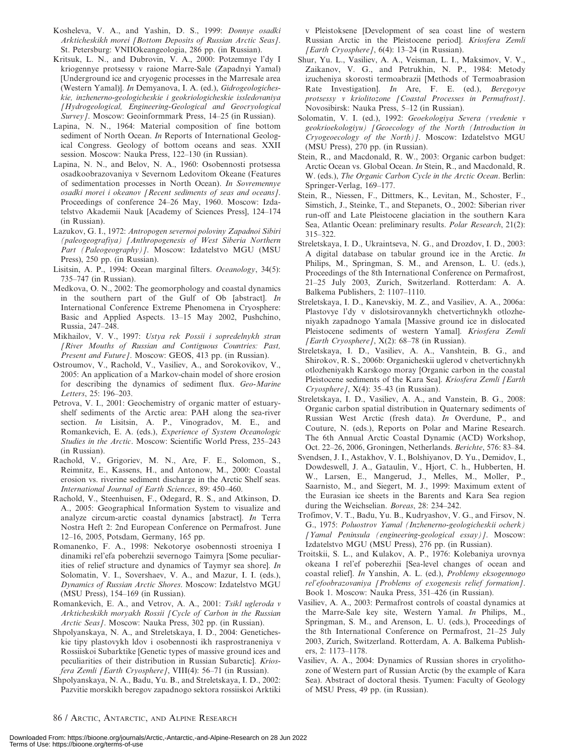Kosheleva, V. A., and Yashin, D. S., 1999: *Donnye osadki Arkticheskikh morei [Bottom Deposits of Russian Arctic Seas]*. St. Petersburg: VNIIOkeangeologia, 286 pp. (in Russian).

Kritsuk, L. N., and Dubrovin, V. A., 2000: Potzemnye l'dy I kriogennye protsessy v raione Marre-Sale (Zapadnyi Yamal) [Underground ice and cryogenic processes in the Marresale area (Western Yamal)]. *In* Demyanova, I. A. (ed.), *Gidrogeologicheskie, inzhenerno-geologicheskie i geokriologicheskie issledovaniya [Hydrogeological, Engineering-Geological and Geocryological Survey]*. Moscow: Geoinformmark Press, 14–25 (in Russian).

Lapina, N. N., 1964: Material composition of fine bottom sediment of North Ocean. *In* Reports of International Geological Congress. Geology of bottom oceans and seas. XXII session. Moscow: Nauka Press, 122–130 (in Russian).

Lapina, N. N., and Belov, N. A., 1960: Osobennosti protsessa osadkoobrazovaniya v Severnom Ledovitom Okeane (Features of sedimentation processes in North Ocean). *In Sovremennye osadki morei i okeanov [Recent sediments of seas and oceans]*. Proceedings of conference 24–26 May, 1960. Moscow: Izdatelstvo Akademii Nauk [Academy of Sciences Press], 124–174 (in Russian).

Lazukov, G. I., 1972: *Antropogen severnoi poloviny Zapadnoi Sibiri (paleogeografiya) [Anthropogenesis of West Siberia Northern Part (Paleogeography)]*. Moscow: Izdatelstvo MGU (MSU Press), 250 pp. (in Russian).

Lisitsin, A. P., 1994: Ocean marginal filters. *Oceanology*, 34(5): 735–747 (in Russian).

Medkova, O. N., 2002: The geomorphology and coastal dynamics in the southern part of the Gulf of Ob [abstract]. *In* International Conference Extreme Phenomena in Cryosphere: Basic and Applied Aspects. 13–15 May 2002, Pushchino, Russia, 247–248.

Mikhailov, V. V., 1997: *Ustya rek Possii i sopredelnykh stran [River Mouths of Russian and Contiguous Countries: Past, Present and Future]*. Moscow: GEOS, 413 pp. (in Russian).

Ostroumov, V., Rachold, V., Vasiliev, A., and Sorokovikov, V., 2005: An application of a Markov-chain model of shore erosion for describing the dynamics of sediment flux. *Geo-Marine Letters*, 25: 196–203.

Petrova, V. I., 2001: Geochemistry of organic matter of estuary-shelf sediments of the Arctic area: PAH along the sea-river section. *In* Lisitsin, A. P., Vinogradov, M. E., and Romankevich, E. A. (eds.), *Experience of System Oceanologic Studies in the Arctic*. Moscow: Scientific World Press, 235–243 (in Russian).

Rachold, V., Grigoriev, M. N., Are, F. E., Solomon, S., Reimnitz, E., Kassens, H., and Antonow, M., 2000: Coastal erosion vs. riverine sediment discharge in the Arctic Shelf seas. *International Journal of Earth Sciences*, 89: 450–460.

Rachold, V., Steenhuisen, F., Odegard, R. S., and Atkinson, D. A., 2005: Geographical Information System to visualize and analyze circum-arctic coastal dynamics [abstract]. *In* Terra Nostra Heft 2: 2nd European Conference on Permafrost. June 12–16, 2005, Potsdam, Germany, 165 pp.

Romanenko, F. A., 1998: Nekotorye osobennosti stroeniya I dinamiki rel'efa poberehzii severnogo Taimyra [Some peculiarities of relief structure and dynamics of Taymyr sea shore]. *In* Solomatin, V. I., Sovershaev, V. A., and Mazur, I. I. (eds.), *Dynamics of Russian Arctic Shores*. Moscow: Izdatelstvo MGU (MSU Press), 154–169 (in Russian).

Romankevich, E. A., and Vetrov, A. A., 2001: *Tsikl ugleroda v Arkticheskikh moryakh Rossii [Cycle of Carbon in the Russian Arctic Seas]*. Moscow: Nauka Press, 302 pp. (in Russian).

Shpolyanskaya, N. A., and Streletskaya, I. D., 2004: Geneticheskie tipy plastovykh ldov i osobennosti ikh rasprostraneniya v Rossiiskoi Subarktike [Genetic types of massive ground ices and peculiarities of their distribution in Russian Subarctic]. *Kriosfera Zemli [Earth Cryosphere]*, VIII(4): 56–71 (in Russian).

Shpolyanskaya, N. A., Badu, Yu. B., and Streletskaya, I. D., 2002: Pazvitie morskikh beregov zapadnogo sektora rossiiskoi Arktiki v Pleistoksene [Development of sea coast line of western Russian Arctic in the Pleistocene period]. *Kriosfera Zemli [Earth Cryosphere]*, 6(4): 13–24 (in Russian).

Shur, Yu. L., Vasiliev, A. A., Veisman, L. I., Maksimov, V. V., Zaikanov, V. G., and Petrukhin, N. P., 1984: Metody izucheniya skorosti termoabrazii [Methods of Termoabrasion Rate Investigation]. *In* Are, F. E. (ed.), *Beregovye protsessy v kriolitozone [Coastal Processes in Permafrost]*. Novosibirsk: Nauka Press, 5–12 (in Russian).

Solomatin, V. I. (ed.), 1992: *Geoekologiya Severa (vvedenie v geokrioekologiyu) [Geoecology of the North (Introduction in Cryogeoecology of the North)]*. Moscow: Izdatelstvo MGU (MSU Press), 270 pp. (in Russian).

Stein, R., and Macdonald, R. W., 2003: Organic carbon budget: Arctic Ocean vs. Global Ocean. *In* Stein, R., and Macdonald, R. W. (eds.), *The Organic Carbon Cycle in the Arctic Ocean*. Berlin: Springer-Verlag, 169–177.

Stein, R., Niessen, F., Dittmers, K., Levitan, M., Schoster, F., Simstich, J., Steinke, T., and Stepanets, O., 2002: Siberian river run-off and Late Pleistocene glaciation in the southern Kara Sea, Atlantic Ocean: preliminary results. *Polar Research*, 21(2): 315–322.

Streletskaya, I. D., Ukraintseva, N. G., and Drozdov, I. D., 2003: A digital database on tabular ground ice in the Arctic. *In* Philips, M., Springman, S. M., and Arenson, L. U. (eds.), Proceedings of the 8th International Conference on Permafrost, 21–25 July 2003, Zurich, Switzerland. Rotterdam: A. A. Balkema Publishers, 2: 1107–1110.

Streletskaya, I. D., Kanevskiy, M. Z., and Vasiliev, A. A., 2006a: Plastovye l'dy v dislotsirovannykh chetvertichnykh otlozheniyakh zapadnogo Yamala [Massive ground ice in dislocated Pleistocene sediments of western Yamal]. *Kriosfera Zemli [Earth Cryosphere]*, X(2): 68–78 (in Russian).

Streletskaya, I. D., Vasiliev, A. A., Vanshtein, B. G., and Shirokov, R. S., 2006b: Organicheskii uglerod v chetvertichnykh otlozheniyakh Karskogo moray [Organic carbon in the coastal Pleistocene sediments of the Kara Sea]. *Kriosfera Zemli [Earth Cryosphere]*, X(4): 35–43 (in Russian).

Streletskaya, I. D., Vasiliev, A. A., and Vanstein, B. G., 2008: Organic carbon spatial distribution in Quaternary sediments of Russian West Arctic (fresh data). *In* Overdune, P., and Couture, N. (eds.), Reports on Polar and Marine Research. The 6th Annual Arctic Coastal Dynamic (ACD) Workshop, Oct. 22–26, 2006, Groningen, Netherlands. *Berichte*, 576: 83–84.

Svendsen, J. I., Astakhov, V. I., Bolshiyanov, D. Yu., Demidov, I., Dowdeswell, J. A., Gataulin, V., Hjort, C. h., Hubberten, H. W., Larsen, E., Mangerud, J., Melles, M., Moller, P., Saarnisto, M., and Siegert, M. J., 1999: Maximum extent of the Eurasian ice sheets in the Barents and Kara Sea region during the Weichselian. *Boreas*, 28: 234–242.

Trofimov, V. T., Badu, Yu. B., Kudryashov, V. G., and Firsov, N. G., 1975: *Poluostrov Yamal (Inzhenerno-geologicheskii ocherk) [Yamal Peninsula (engineering-geological essay)]*. Moscow: Izdatelstvo MGU (MSU Press), 276 pp. (in Russian).

Troitskii, S. L., and Kulakov, A. P., 1976: Kolebaniya urovnya okeana I rel'ef poberezhii [Sea-level changes of ocean and coastal relief]. *In* Yanshin, A. L. (ed.), *Problemy eksogennogo rel'efoobrazovaniya [Problems of exogenesis relief formation]*. Book 1. Moscow: Nauka Press, 351–426 (in Russian).

Vasiliev, A. A., 2003: Permafrost controls of coastal dynamics at the Marre-Sale key site, Western Yamal. *In* Philips, M., Springman, S. M., and Arenson, L. U. (eds.), Proceedings of the 8th International Conference on Permafrost, 21–25 July 2003, Zurich, Switzerland. Rotterdam, A. A. Balkema Publishers, 2: 1173–1178.

Vasiliev, A. A., 2004: Dynamics of Russian shores in cryolithozone of Western part of Russian Arctic (by the example of Kara Sea). Abstract of doctoral thesis. Tyumen: Faculty of Geology of MSU Press, 49 pp. (in Russian).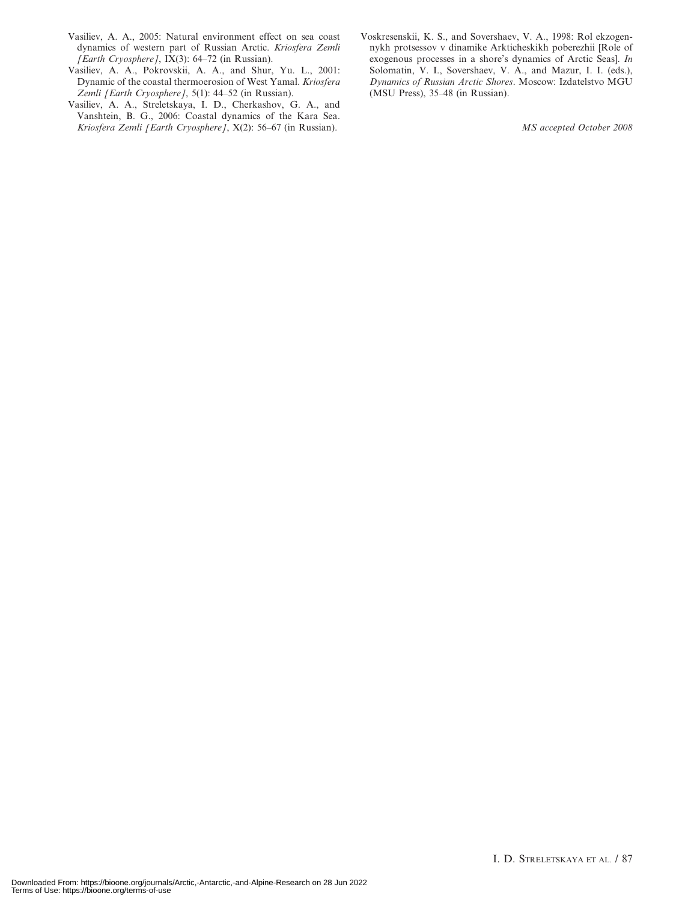Vasiliev, A. A., 2005: Natural environment effect on sea coast dynamics of western part of Russian Arctic. *Kriosfera Zemli [Earth Cryosphere]*, IX(3): 64–72 (in Russian).

Vasiliev, A. A., Pokrovskii, A. A., and Shur, Yu. L., 2001: Dynamic of the coastal thermoerosion of West Yamal. *Kriosfera Zemli [Earth Cryosphere]*, 5(1): 44–52 (in Russian).

Vasiliev, A. A., Streletskaya, I. D., Cherkashov, G. A., and Vanshtein, B. G., 2006: Coastal dynamics of the Kara Sea. *Kriosfera Zemli [Earth Cryosphere]*, X(2): 56–67 (in Russian).

Voskresenskii, K. S., and Sovershaev, V. A., 1998: Rol ekzogennykh protsessov v dinamike Arkticheskikh poberezhii [Role of exogenous processes in a shore's dynamics of Arctic Seas]. *In* Solomatin, V. I., Sovershaev, V. A., and Mazur, I. I. (eds.), *Dynamics of Russian Arctic Shores*. Moscow: Izdatelstvo MGU (MSU Press), 35–48 (in Russian).

*MS accepted October 2008*